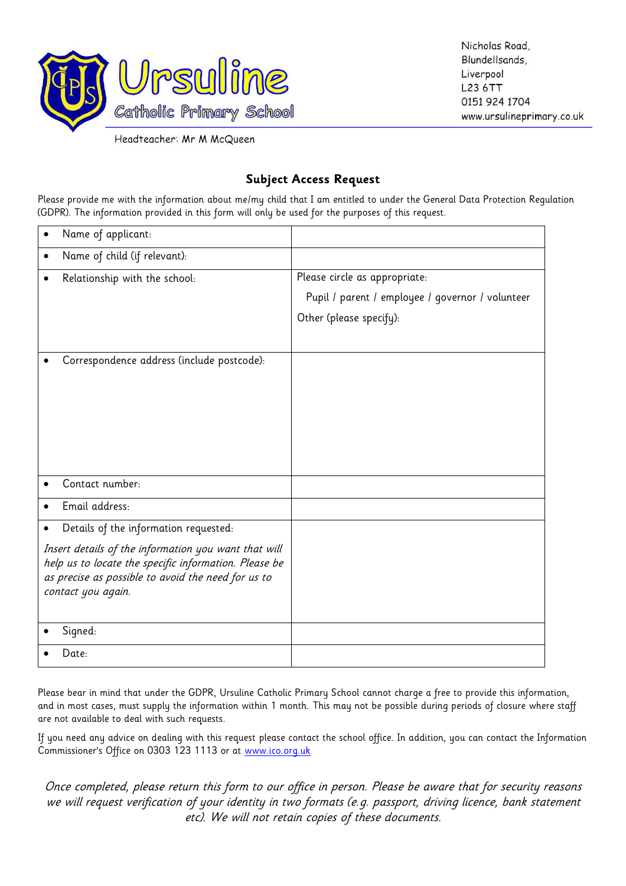Ursuline
Catholic Primary School

Nicholas Road,
Blundellsands,
Liverpool
L23 6TT
0151 924 1704
www.ursulineprimary.co.uk

Headteacher: Mr M McQueen

## Subject Access Request

Please provide me with the information about me/my child that I am entitled to under the General Data Protection Regulation (GDPR). The information provided in this form will only be used for the purposes of this request.

| | |
|---|---|
| • Name of applicant: | |
| • Name of child (if relevant): | |
| • Relationship with the school: | Please circle as appropriate: Pupil / parent / employee / governor / volunteer Other (please specify): |
| • Correspondence address (include postcode): | |
| • Contact number: | |
| • Email address: | |
| • Details of the information requested: *Insert details of the information you want that will help us to locate the specific information. Please be as precise as possible to avoid the need for us to contact you again.* | |
| • Signed: | |
| • Date: | |

Please bear in mind that under the GDPR, Ursuline Catholic Primary School cannot charge a free to provide this information, and in most cases, must supply the information within 1 month. This may not be possible during periods of closure where staff are not available to deal with such requests.

If you need any advice on dealing with this request please contact the school office. In addition, you can contact the Information Commissioner's Office on 0303 123 1113 or at www.ico.org.uk

*Once completed, please return this form to our office in person. Please be aware that for security reasons we will request verification of your identity in two formats (e.g. passport, driving licence, bank statement etc). We will not retain copies of these documents.*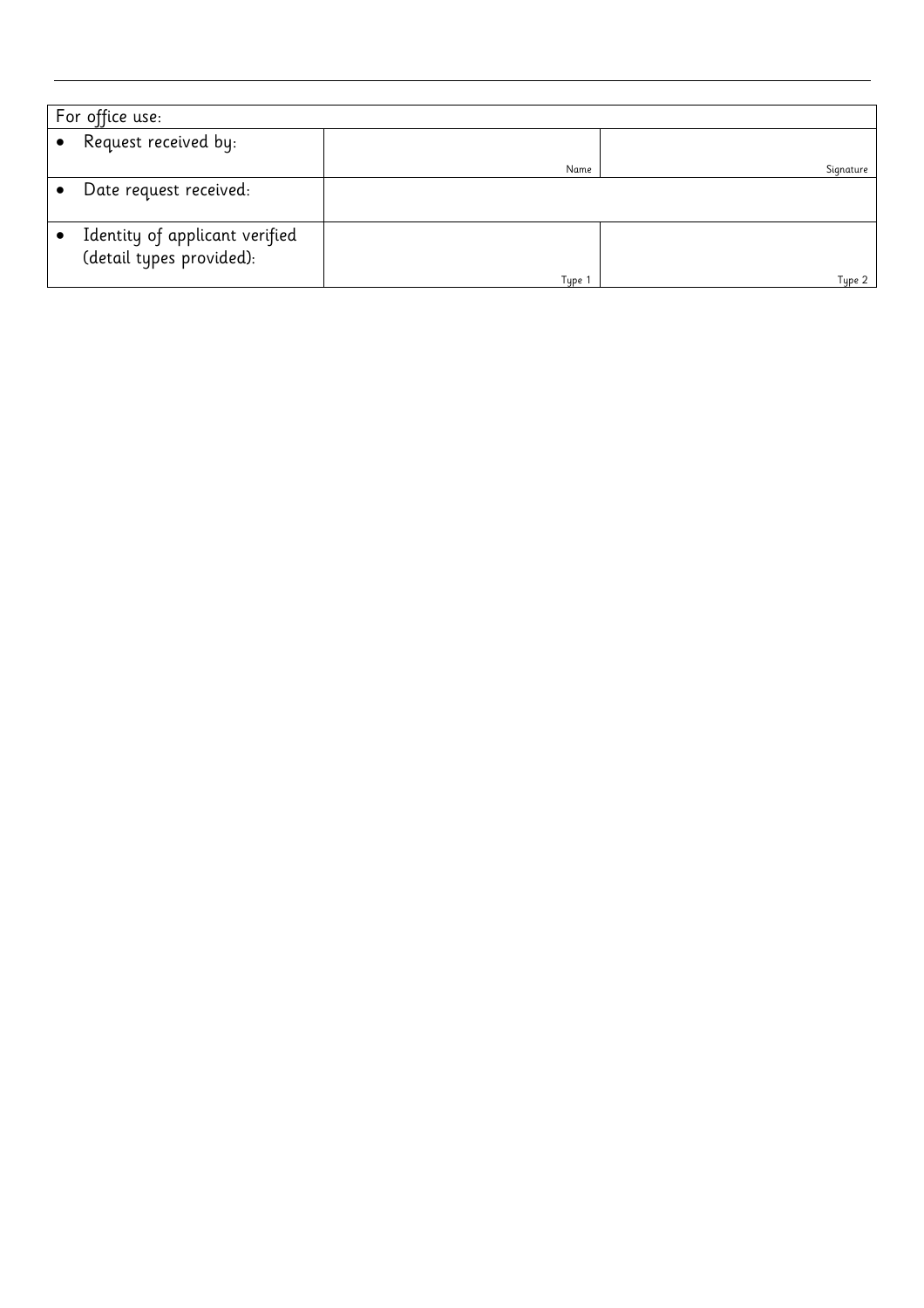---

| For office use: | | |
|---|---|---|
| • Request received by: | Name | Signature |
| • Date request received: | | |
| • Identity of applicant verified (detail types provided): | Type 1 | Type 2 |